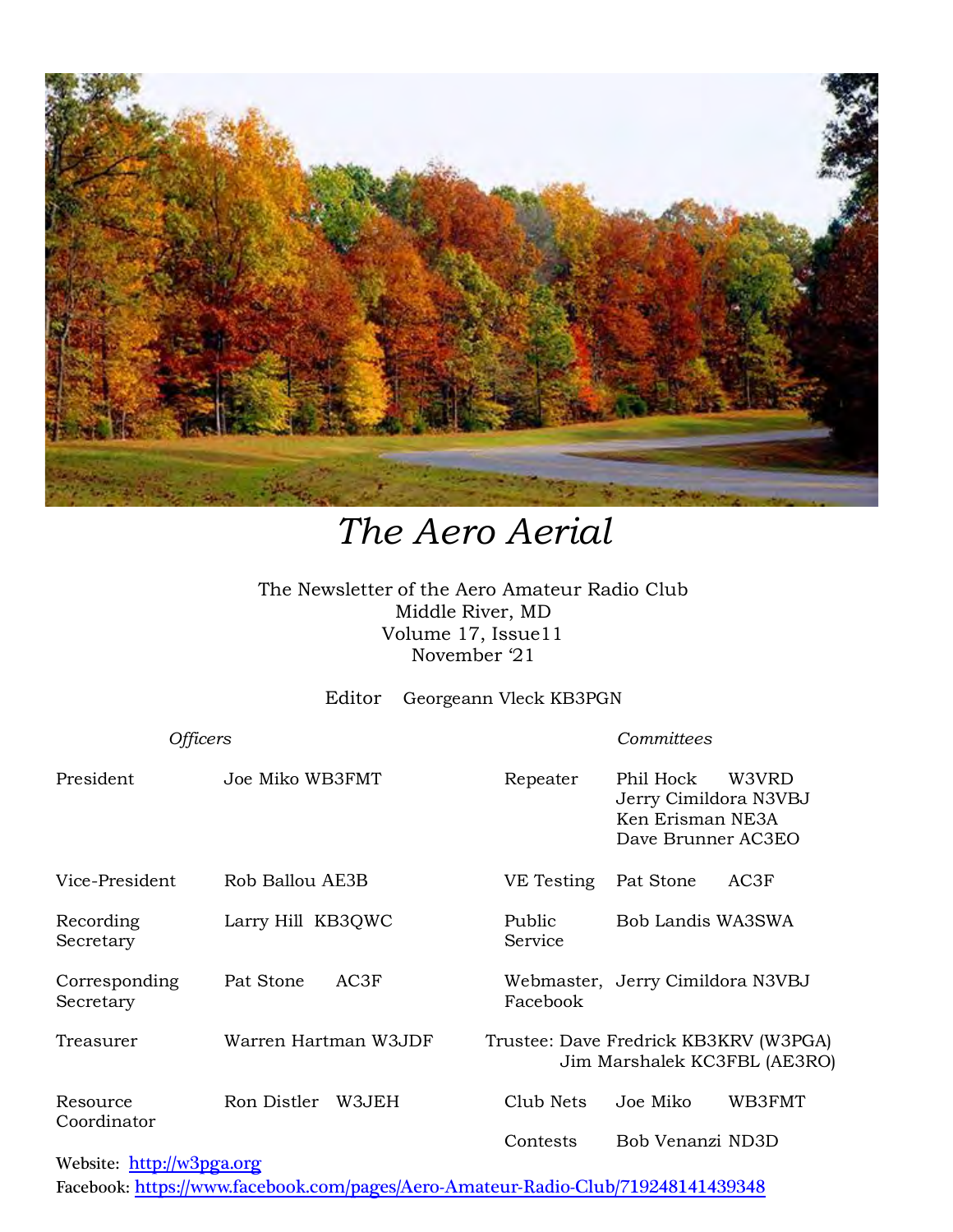# *The Aero Aerial*

The Newsletter of the Aero Amateur Radio Club
Middle River, MD
Volume 17, Issue11
November '21

Editor Georgeann Vleck KB3PGN

| *Officers* | | *Committees* | |
|---|---|---|---|
| President | Joe Miko WB3FMT | Repeater | Phil Hock W3VRD<br>Jerry Cimildora N3VBJ<br>Ken Erisman NE3A<br>Dave Brunner AC3EO |
| Vice-President | Rob Ballou AE3B | VE Testing | Pat Stone AC3F |
| Recording Secretary | Larry Hill KB3QWC | Public Service | Bob Landis WA3SWA |
| Corresponding Secretary | Pat Stone AC3F | Webmaster, Facebook | Jerry Cimildora N3VBJ |
| Treasurer | Warren Hartman W3JDF | Trustee: | Dave Fredrick KB3KRV (W3PGA)<br>Jim Marshalek KC3FBL (AE3RO) |
| Resource Coordinator | Ron Distler W3JEH | Club Nets | Joe Miko WB3FMT |
| | | Contests | Bob Venanzi ND3D |

Website: [http://w3pga.org](http://w3pga.org)

Facebook: [https://www.facebook.com/pages/Aero-Amateur-Radio-Club/719248141439348](https://www.facebook.com/pages/Aero-Amateur-Radio-Club/719248141439348)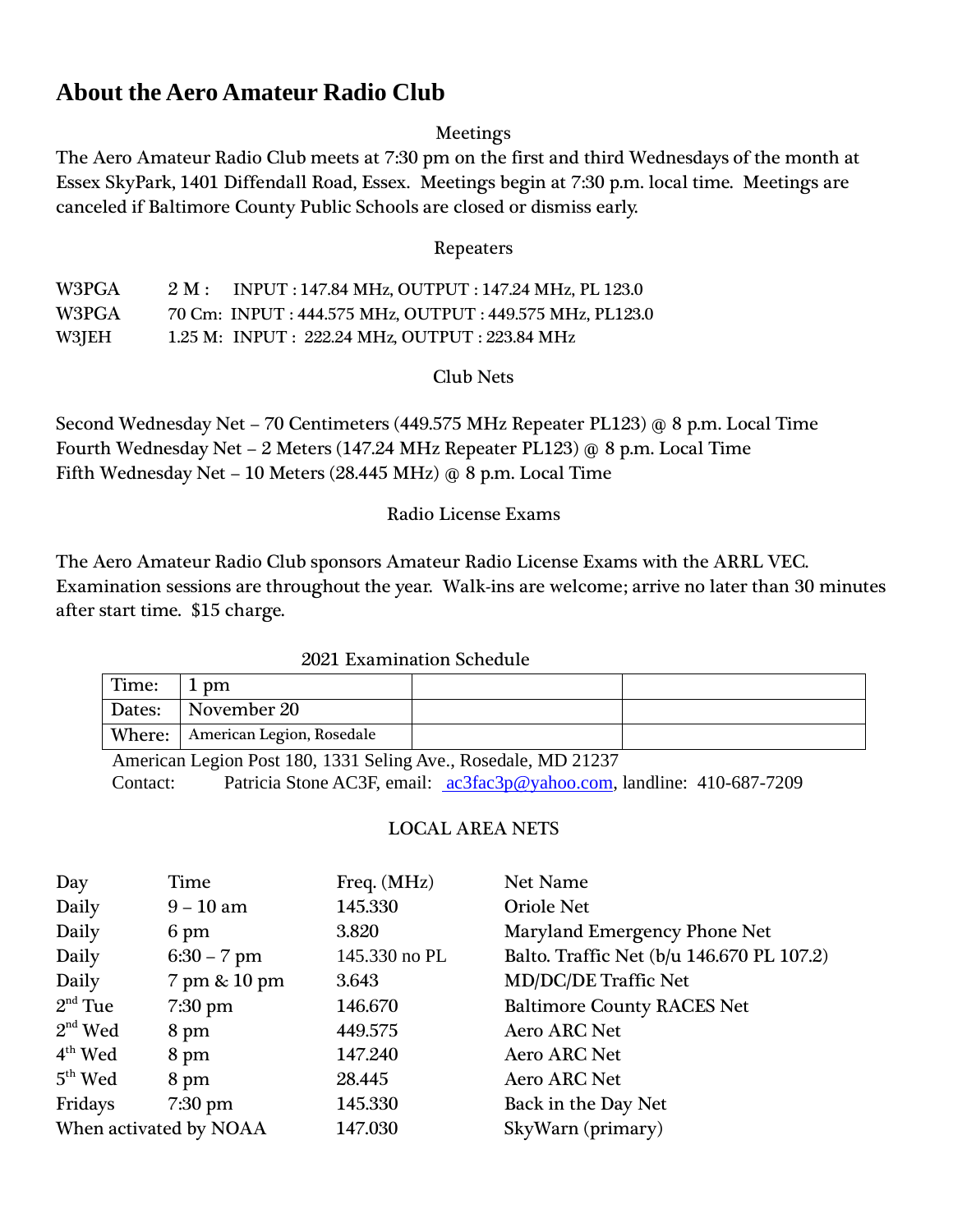# About the Aero Amateur Radio Club

## Meetings

The Aero Amateur Radio Club meets at 7:30 pm on the first and third Wednesdays of the month at Essex SkyPark, 1401 Diffendall Road, Essex. Meetings begin at 7:30 p.m. local time. Meetings are canceled if Baltimore County Public Schools are closed or dismiss early.

## Repeaters

| | |
|---|---|
| W3PGA | 2 M : INPUT : 147.84 MHz, OUTPUT : 147.24 MHz, PL 123.0 |
| W3PGA | 70 Cm: INPUT : 444.575 MHz, OUTPUT : 449.575 MHz, PL123.0 |
| W3JEH | 1.25 M: INPUT : 222.24 MHz, OUTPUT : 223.84 MHz |

## Club Nets

Second Wednesday Net – 70 Centimeters (449.575 MHz Repeater PL123) @ 8 p.m. Local Time
Fourth Wednesday Net – 2 Meters (147.24 MHz Repeater PL123) @ 8 p.m. Local Time
Fifth Wednesday Net – 10 Meters (28.445 MHz) @ 8 p.m. Local Time

## Radio License Exams

The Aero Amateur Radio Club sponsors Amateur Radio License Exams with the ARRL VEC. Examination sessions are throughout the year. Walk-ins are welcome; arrive no later than 30 minutes after start time. $15 charge.

2021 Examination Schedule

| | | | |
|---|---|---|---|
| Time: | 1 pm | | |
| Dates: | November 20 | | |
| Where: | American Legion, Rosedale | | |

American Legion Post 180, 1331 Seling Ave., Rosedale, MD 21237
Contact: Patricia Stone AC3F, email: ac3fac3p@yahoo.com, landline: 410-687-7209

## LOCAL AREA NETS

| Day | Time | Freq. (MHz) | Net Name |
|---|---|---|---|
| Daily | 9 – 10 am | 145.330 | Oriole Net |
| Daily | 6 pm | 3.820 | Maryland Emergency Phone Net |
| Daily | 6:30 – 7 pm | 145.330 no PL | Balto. Traffic Net (b/u 146.670 PL 107.2) |
| Daily | 7 pm & 10 pm | 3.643 | MD/DC/DE Traffic Net |
| 2nd Tue | 7:30 pm | 146.670 | Baltimore County RACES Net |
| 2nd Wed | 8 pm | 449.575 | Aero ARC Net |
| 4th Wed | 8 pm | 147.240 | Aero ARC Net |
| 5th Wed | 8 pm | 28.445 | Aero ARC Net |
| Fridays | 7:30 pm | 145.330 | Back in the Day Net |
| When activated by NOAA | | 147.030 | SkyWarn (primary) |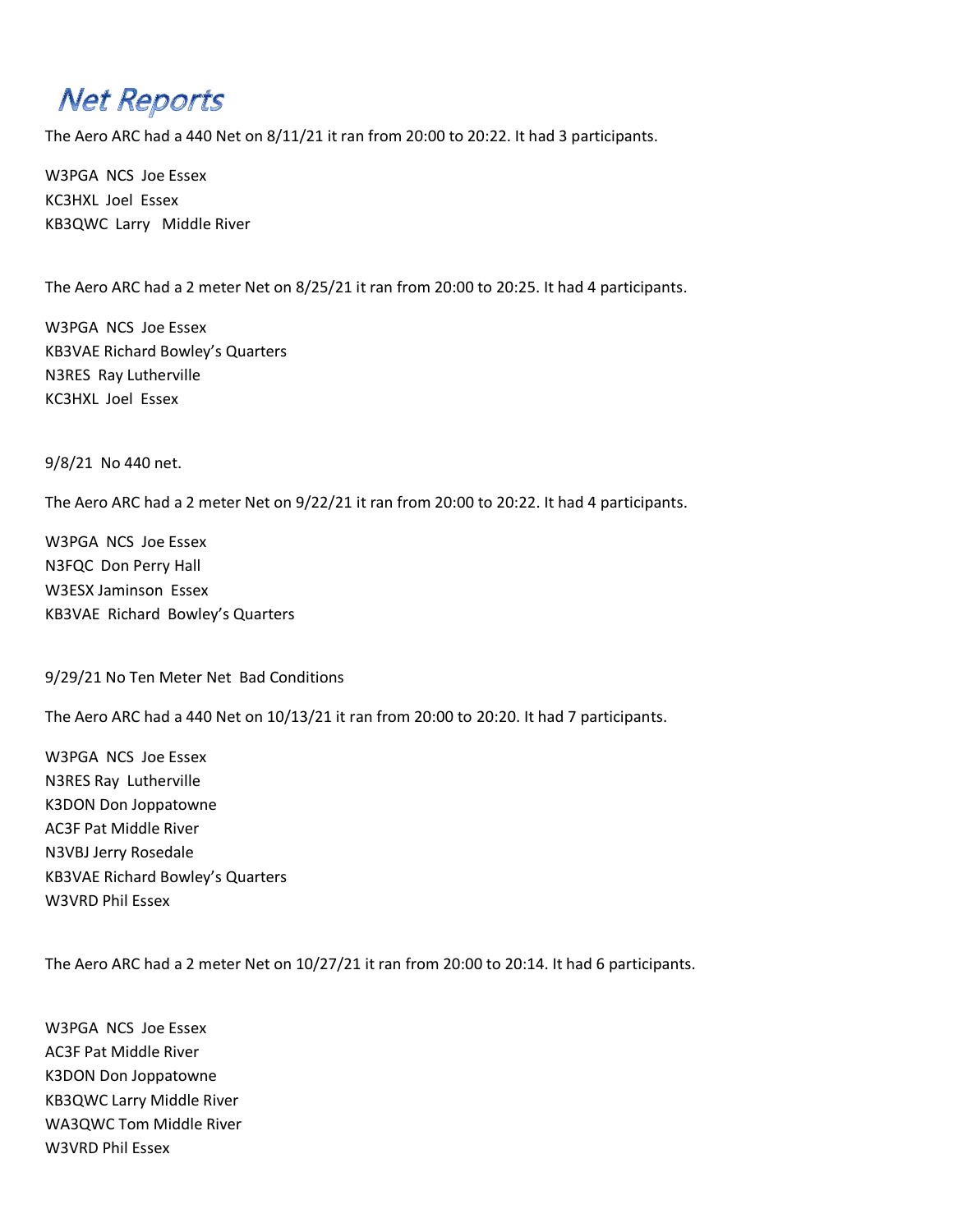# Net Reports

The Aero ARC had a 440 Net on 8/11/21 it ran from 20:00 to 20:22. It had 3 participants.

W3PGA NCS Joe Essex
KC3HXL Joel Essex
KB3QWC Larry Middle River

The Aero ARC had a 2 meter Net on 8/25/21 it ran from 20:00 to 20:25. It had 4 participants.

W3PGA NCS Joe Essex
KB3VAE Richard Bowley's Quarters
N3RES Ray Lutherville
KC3HXL Joel Essex

9/8/21 No 440 net.

The Aero ARC had a 2 meter Net on 9/22/21 it ran from 20:00 to 20:22. It had 4 participants.

W3PGA NCS Joe Essex
N3FQC Don Perry Hall
W3ESX Jaminson Essex
KB3VAE Richard Bowley's Quarters

9/29/21 No Ten Meter Net Bad Conditions

The Aero ARC had a 440 Net on 10/13/21 it ran from 20:00 to 20:20. It had 7 participants.

W3PGA NCS Joe Essex
N3RES Ray Lutherville
K3DON Don Joppatowne
AC3F Pat Middle River
N3VBJ Jerry Rosedale
KB3VAE Richard Bowley's Quarters
W3VRD Phil Essex

The Aero ARC had a 2 meter Net on 10/27/21 it ran from 20:00 to 20:14. It had 6 participants.

W3PGA NCS Joe Essex
AC3F Pat Middle River
K3DON Don Joppatowne
KB3QWC Larry Middle River
WA3QWC Tom Middle River
W3VRD Phil Essex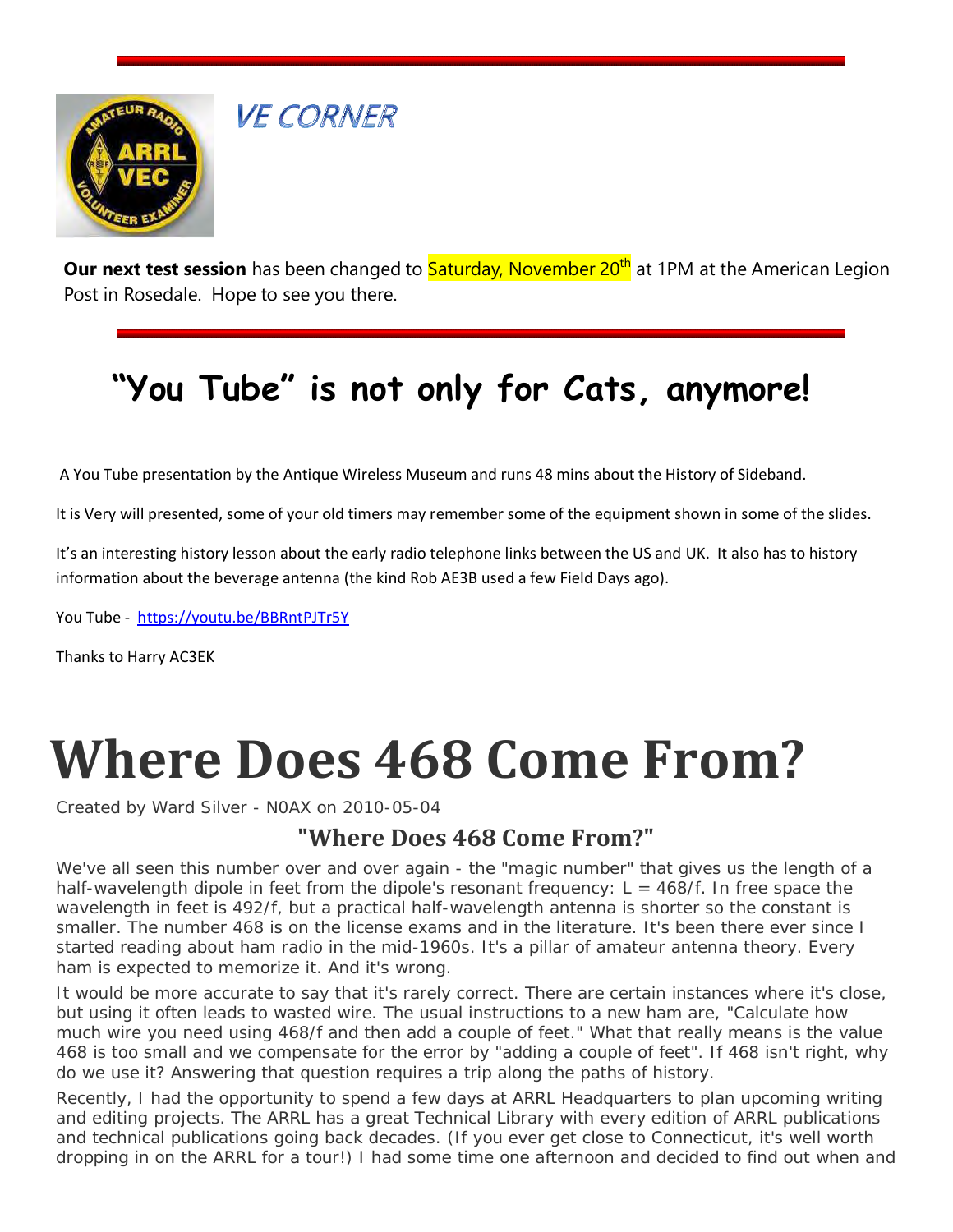## VE CORNER

**Our next test session** has been changed to Saturday, November 20th at 1PM at the American Legion Post in Rosedale. Hope to see you there.

# "You Tube" is not only for Cats, anymore!

A You Tube presentation by the Antique Wireless Museum and runs 48 mins about the History of Sideband.

It is Very will presented, some of your old timers may remember some of the equipment shown in some of the slides.

It's an interesting history lesson about the early radio telephone links between the US and UK. It also has to history information about the beverage antenna (the kind Rob AE3B used a few Field Days ago).

You Tube - https://youtu.be/BBRntPJTr5Y

Thanks to Harry AC3EK

# Where Does 468 Come From?

Created by Ward Silver - N0AX on 2010-05-04

## "Where Does 468 Come From?"

We've all seen this number over and over again - the "magic number" that gives us the length of a half-wavelength dipole in feet from the dipole's resonant frequency: $L = 468/f$. In free space the wavelength in feet is $492/f$, but a practical half-wavelength antenna is shorter so the constant is smaller. The number 468 is on the license exams and in the literature. It's been there ever since I started reading about ham radio in the mid-1960s. It's a pillar of amateur antenna theory. Every ham is expected to memorize it. And it's wrong.

It would be more accurate to say that it's rarely correct. There are certain instances where it's close, but using it often leads to wasted wire. The usual instructions to a new ham are, "Calculate how much wire you need using 468/f and then add a couple of feet." What that really means is the value 468 is too small and we compensate for the error by "adding a couple of feet". If 468 isn't right, why do we use it? Answering that question requires a trip along the paths of history.

Recently, I had the opportunity to spend a few days at ARRL Headquarters to plan upcoming writing and editing projects. The ARRL has a great Technical Library with every edition of ARRL publications and technical publications going back decades. (If you ever get close to Connecticut, it's well worth dropping in on the ARRL for a tour!) I had some time one afternoon and decided to find out when and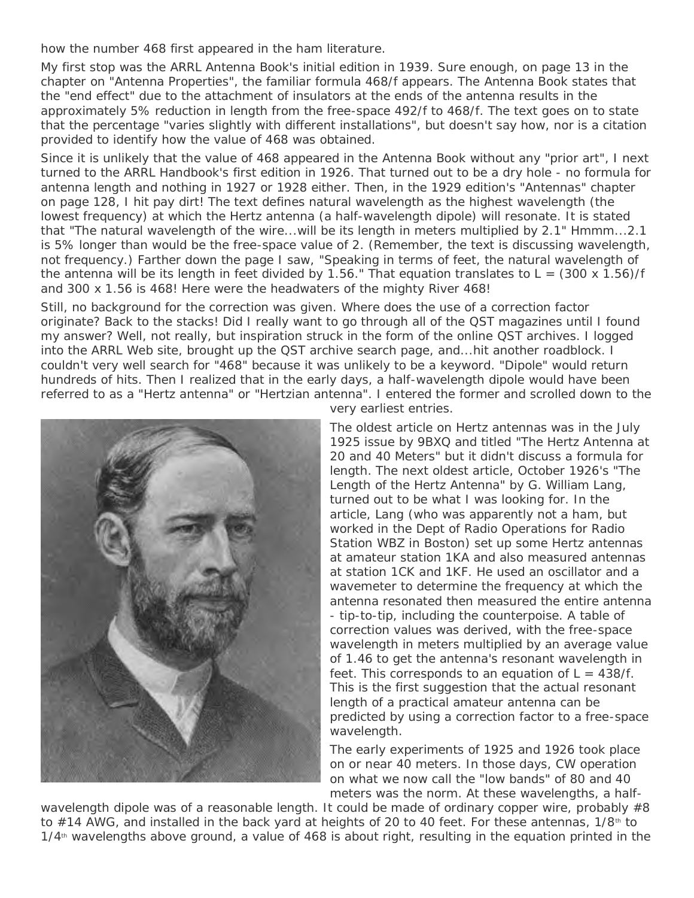how the number 468 first appeared in the ham literature.

My first stop was the ARRL Antenna Book's initial edition in 1939. Sure enough, on page 13 in the chapter on "Antenna Properties", the familiar formula 468/f appears. The Antenna Book states that the "end effect" due to the attachment of insulators at the ends of the antenna results in the approximately 5% reduction in length from the free-space 492/f to 468/f. The text goes on to state that the percentage "varies slightly with different installations", but doesn't say how, nor is a citation provided to identify how the value of 468 was obtained.

Since it is unlikely that the value of 468 appeared in the Antenna Book without any "prior art", I next turned to the ARRL Handbook's first edition in 1926. That turned out to be a dry hole - no formula for antenna length and nothing in 1927 or 1928 either. Then, in the 1929 edition's "Antennas" chapter on page 128, I hit pay dirt! The text defines natural wavelength as the highest wavelength (the lowest frequency) at which the Hertz antenna (a half-wavelength dipole) will resonate. It is stated that "The natural wavelength of the wire...will be its length in meters multiplied by 2.1" Hmmm...2.1 is 5% longer than would be the free-space value of 2. (Remember, the text is discussing wavelength, not frequency.) Farther down the page I saw, "Speaking in terms of feet, the natural wavelength of the antenna will be its length in feet divided by 1.56." That equation translates to $L = (300 \times 1.56)/f$ and 300 x 1.56 is 468! Here were the headwaters of the mighty River 468!

Still, no background for the correction was given. Where does the use of a correction factor originate? Back to the stacks! Did I really want to go through all of the QST magazines until I found my answer? Well, not really, but inspiration struck in the form of the online QST archives. I logged into the ARRL Web site, brought up the QST archive search page, and...hit another roadblock. I couldn't very well search for "468" because it was unlikely to be a keyword. "Dipole" would return hundreds of hits. Then I realized that in the early days, a half-wavelength dipole would have been referred to as a "Hertz antenna" or "Hertzian antenna". I entered the former and scrolled down to the very earliest entries.

The oldest article on Hertz antennas was in the July 1925 issue by 9BXQ and titled "The Hertz Antenna at 20 and 40 Meters" but it didn't discuss a formula for length. The next oldest article, October 1926's "The Length of the Hertz Antenna" by G. William Lang, turned out to be what I was looking for. In the article, Lang (who was apparently not a ham, but worked in the Dept of Radio Operations for Radio Station WBZ in Boston) set up some Hertz antennas at amateur station 1KA and also measured antennas at station 1CK and 1KF. He used an oscillator and a wavemeter to determine the frequency at which the antenna resonated then measured the entire antenna - tip-to-tip, including the counterpoise. A table of correction values was derived, with the free-space wavelength in meters multiplied by an average value of 1.46 to get the antenna's resonant wavelength in feet. This corresponds to an equation of $L = 438/f$. This is the first suggestion that the actual resonant length of a practical amateur antenna can be predicted by using a correction factor to a free-space wavelength.

The early experiments of 1925 and 1926 took place on or near 40 meters. In those days, CW operation on what we now call the "low bands" of 80 and 40 meters was the norm. At these wavelengths, a half-wavelength dipole was of a reasonable length. It could be made of ordinary copper wire, probably #8 to #14 AWG, and installed in the back yard at heights of 20 to 40 feet. For these antennas, 1/8th to 1/4th wavelengths above ground, a value of 468 is about right, resulting in the equation printed in the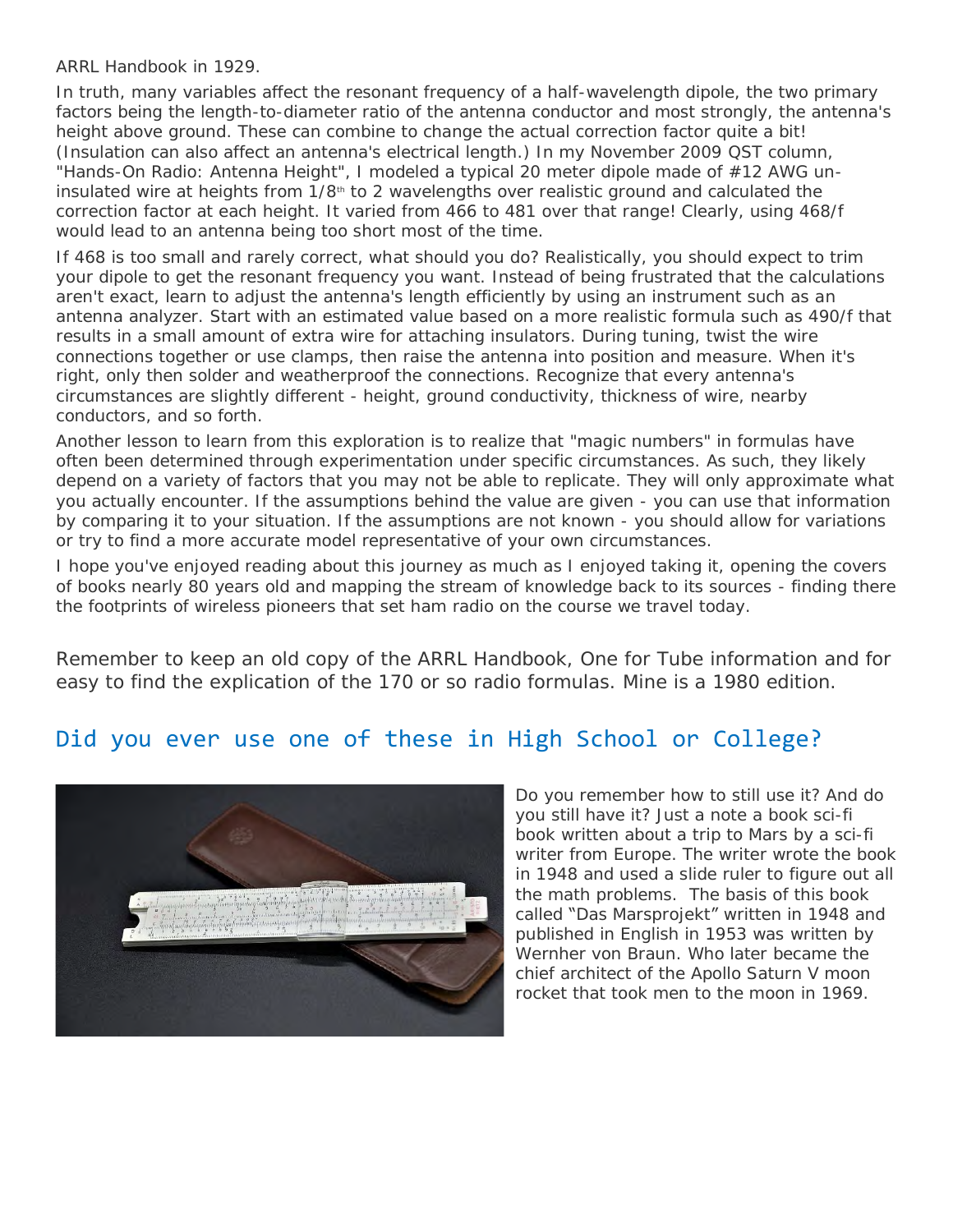ARRL Handbook in 1929.

In truth, many variables affect the resonant frequency of a half-wavelength dipole, the two primary factors being the length-to-diameter ratio of the antenna conductor and most strongly, the antenna's height above ground. These can combine to change the actual correction factor quite a bit! (Insulation can also affect an antenna's electrical length.) In my November 2009 QST column, "Hands-On Radio: Antenna Height", I modeled a typical 20 meter dipole made of #12 AWG un-insulated wire at heights from 1/8th to 2 wavelengths over realistic ground and calculated the correction factor at each height. It varied from 466 to 481 over that range! Clearly, using 468/f would lead to an antenna being too short most of the time.

If 468 is too small and rarely correct, what should you do? Realistically, you should expect to trim your dipole to get the resonant frequency you want. Instead of being frustrated that the calculations aren't exact, learn to adjust the antenna's length efficiently by using an instrument such as an antenna analyzer. Start with an estimated value based on a more realistic formula such as 490/f that results in a small amount of extra wire for attaching insulators. During tuning, twist the wire connections together or use clamps, then raise the antenna into position and measure. When it's right, only then solder and weatherproof the connections. Recognize that every antenna's circumstances are slightly different - height, ground conductivity, thickness of wire, nearby conductors, and so forth.

Another lesson to learn from this exploration is to realize that "magic numbers" in formulas have often been determined through experimentation under specific circumstances. As such, they likely depend on a variety of factors that you may not be able to replicate. They will only approximate what you actually encounter. If the assumptions behind the value are given - you can use that information by comparing it to your situation. If the assumptions are not known - you should allow for variations or try to find a more accurate model representative of your own circumstances.

I hope you've enjoyed reading about this journey as much as I enjoyed taking it, opening the covers of books nearly 80 years old and mapping the stream of knowledge back to its sources - finding there the footprints of wireless pioneers that set ham radio on the course we travel today.

Remember to keep an old copy of the ARRL Handbook, One for Tube information and for easy to find the explication of the 170 or so radio formulas. Mine is a 1980 edition.

## Did you ever use one of these in High School or College?

Do you remember how to still use it? And do you still have it? Just a note a book sci-fi book written about a trip to Mars by a sci-fi writer from Europe. The writer wrote the book in 1948 and used a slide ruler to figure out all the math problems. The basis of this book called "Das Marsprojekt" written in 1948 and published in English in 1953 was written by Wernher von Braun. Who later became the chief architect of the Apollo Saturn V moon rocket that took men to the moon in 1969.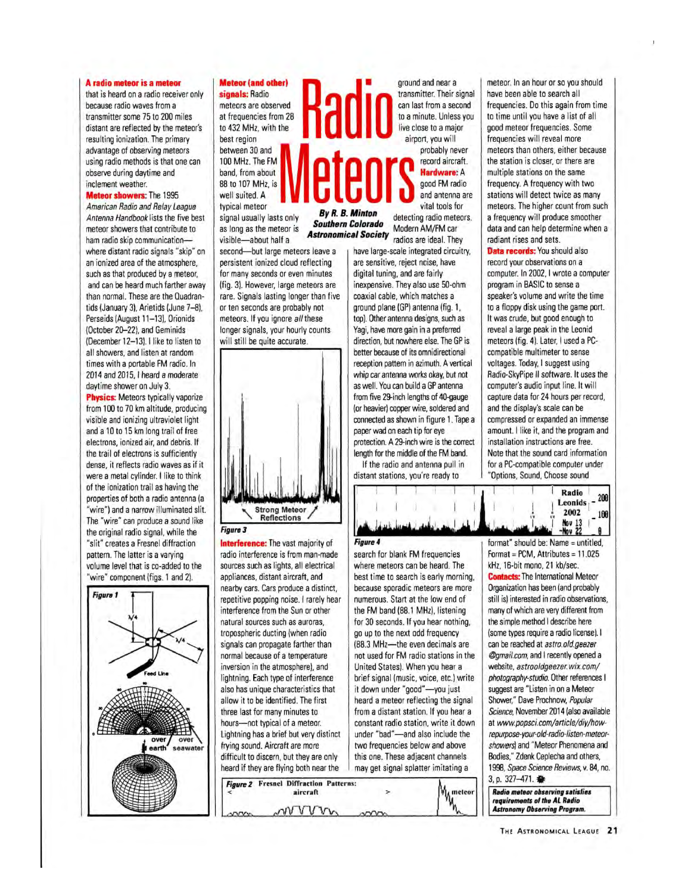# Radio Meteors

**By R. B. Minton**
**Southern Colorado Astronomical Society**

**A radio meteor is a meteor** that is heard on a radio receiver only because radio waves from a transmitter some 75 to 200 miles distant are reflected by the meteor's resulting ionization. The primary advantage of observing meteors using radio methods is that one can observe during daytime and inclement weather.

**Meteor showers:** The 1995 *American Radio and Relay League Antenna Handbook* lists the five best meteor showers that contribute to ham radio skip communication—where distant radio signals "skip" on an ionized area of the atmosphere, such as that produced by a meteor, and can be heard much farther away than normal. These are the Quadrantids (January 3), Arietids (June 7–8), Perseids (August 11–13), Orionids (October 20–22), and Geminids (December 12–13). I like to listen to all showers, and listen at random times with a portable FM radio. In 2014 and 2015, I heard a moderate daytime shower on July 3.

**Physics:** Meteors typically vaporize from 100 to 70 km altitude, producing visible and ionizing ultraviolet light and a 10 to 15 km long trail of free electrons, ionized air, and debris. If the trail of electrons is sufficiently dense, it reflects radio waves as if it were a metal cylinder. I like to think of the ionization trail as having the properties of both a radio antenna (a "wire") and a narrow illuminated slit. The "wire" can produce a sound like the original radio signal, while the "slit" creates a Fresnel diffraction pattern. The latter is a varying volume level that is co-added to the "wire" component (figs. 1 and 2).

*Figure 1* (λ/4; λ/4; Feed Line; over earth; over seawater)

**Meteor (and other) signals:** Radio meteors are observed at frequencies from 28 to 432 MHz, with the best region between 30 and 100 MHz. The FM band, from about 88 to 107 MHz, is well suited. A typical meteor signal usually lasts only as long as the meteor is visible—about half a second—but large meteors leave a persistent ionized cloud reflecting for many seconds or even minutes (fig. 3). However, large meteors are rare. Signals lasting longer than five or ten seconds are probably not meteors. If you ignore *all* these longer signals, your hourly counts will still be quite accurate.

*Figure 3* (Strong Meteor Reflections)

**Interference:** The vast majority of radio interference is from man-made sources such as lights, all electrical appliances, distant aircraft, and nearby cars. Cars produce a distinct, repetitive popping noise. I rarely hear interference from the Sun or other natural sources such as auroras, tropospheric ducting (when radio signals can propagate farther than normal because of a temperature inversion in the atmosphere), and lightning. Each type of interference also has unique characteristics that allow it to be identified. The first three last for many minutes to hours—not typical of a meteor. Lightning has a brief but very distinct frying sound. Aircraft are more difficult to discern, but they are only heard if they are flying both near the ground and near a transmitter. Their signal can last from a second to a minute. Unless you live close to a major airport, you will probably never record aircraft.

**Hardware:** A good FM radio and antenna are vital tools for detecting radio meteors. Modern AM/FM car radios are ideal. They have large-scale integrated circuitry, are sensitive, reject noise, have digital tuning, and are fairly inexpensive. They also use 50-ohm coaxial cable, which matches a ground plane (GP) antenna (fig. 1, top). Other antenna designs, such as Yagi, have more gain in a preferred direction, but nowhere else. The GP is better because of its omnidirectional reception pattern in azimuth. A vertical whip car antenna works okay, but not as well. You can build a GP antenna from five 29-inch lengths of 40-gauge (or heavier) copper wire, soldered and connected as shown in figure 1. Tape a paper wad on each tip for eye protection. A 29-inch wire is the correct length for the middle of the FM band.

If the radio and antenna pull in distant stations, you're ready to search for blank FM frequencies where meteors can be heard. The best time to search is early morning, because sporadic meteors are more numerous. Start at the low end of the FM band (88.1 MHz), listening for 30 seconds. If you hear nothing, go up to the next odd frequency (88.3 MHz—the even decimals are not used for FM radio stations in the United States). When you hear a brief signal (music, voice, etc.) write it down under "good"—you just heard a meteor reflecting the signal from a distant station. If you hear a constant radio station, write it down under "bad"—and also include the two frequencies below and above this one. These adjacent channels may get signal splatter imitating a meteor. In an hour or so you should have been able to search all frequencies. Do this again from time to time until you have a list of all good meteor frequencies. Some frequencies will reveal more meteors than others, either because the station is closer, or there are multiple stations on the same frequency. A frequency with two stations will detect twice as many meteors. The higher count from such a frequency will produce smoother data and can help determine when a radiant rises and sets.

*Figure 4* (Radio Leonids 2002 Nov 13 – Nov 22; 200; 100; 0)

**Data records:** You should also record your observations on a computer. In 2002, I wrote a computer program in BASIC to sense a speaker's volume and write the time to a floppy disk using the game port. It was crude, but good enough to reveal a large peak in the Leonid meteors (fig. 4). Later, I used a PC-compatible multimeter to sense voltages. Today, I suggest using Radio-SkyPipe II software. It uses the computer's audio input line. It will capture data for 24 hours per record, and the display's scale can be compressed or expanded an immense amount. I like it, and the program and installation instructions are free. Note that the sound card information for a PC-compatible computer under "Options, Sound, Choose sound format" should be: Name = untitled, Format = PCM, Attributes = 11.025 kHz, 16-bit mono, 21 kb/sec.

**Contacts:** The International Meteor Organization has been (and probably still is) interested in radio observations, many of which are very different from the simple method I describe here (some types require a radio license). I can be reached at *astro.old.geezer @gmail.com*, and I recently opened a website, *astrooldgeezer.wix.com/photography-studio*. Other references I suggest are "Listen in on a Meteor Shower," Dave Prochnow, *Popular Science*, November 2014 (also available at *www.popsci.com/article/diy/how-repurpose-your-old-radio-listen-meteor-showers*) and "Meteor Phenomena and Bodies," Zdenk Ceplecha and others, 1998, *Space Science Reviews*, v. 84, no. 3, p. 327–471.

*Figure 2* **Fresnel Diffraction Patterns:** < aircraft > meteor

***Radio meteor observing satisfies requirements of the AL Radio Astronomy Observing Program.***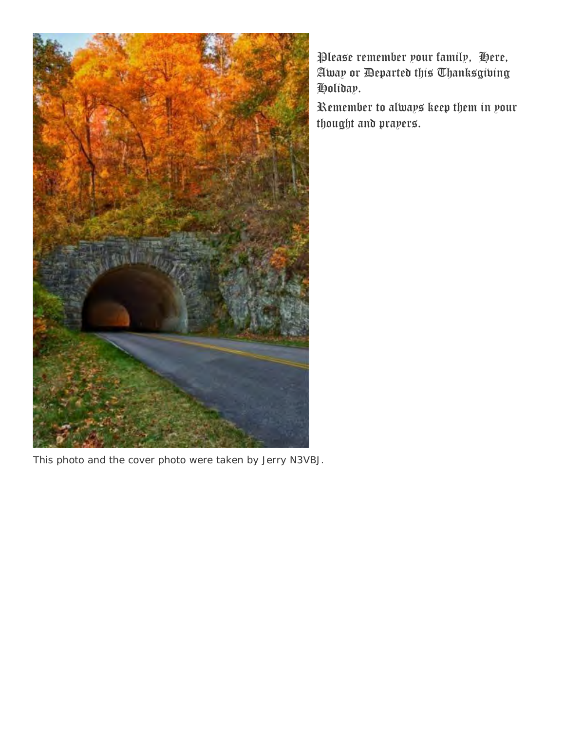Please remember your family, Here, Away or Departed this Thanksgiving Holiday.

Remember to always keep them in your thought and prayers.

This photo and the cover photo were taken by Jerry N3VBJ.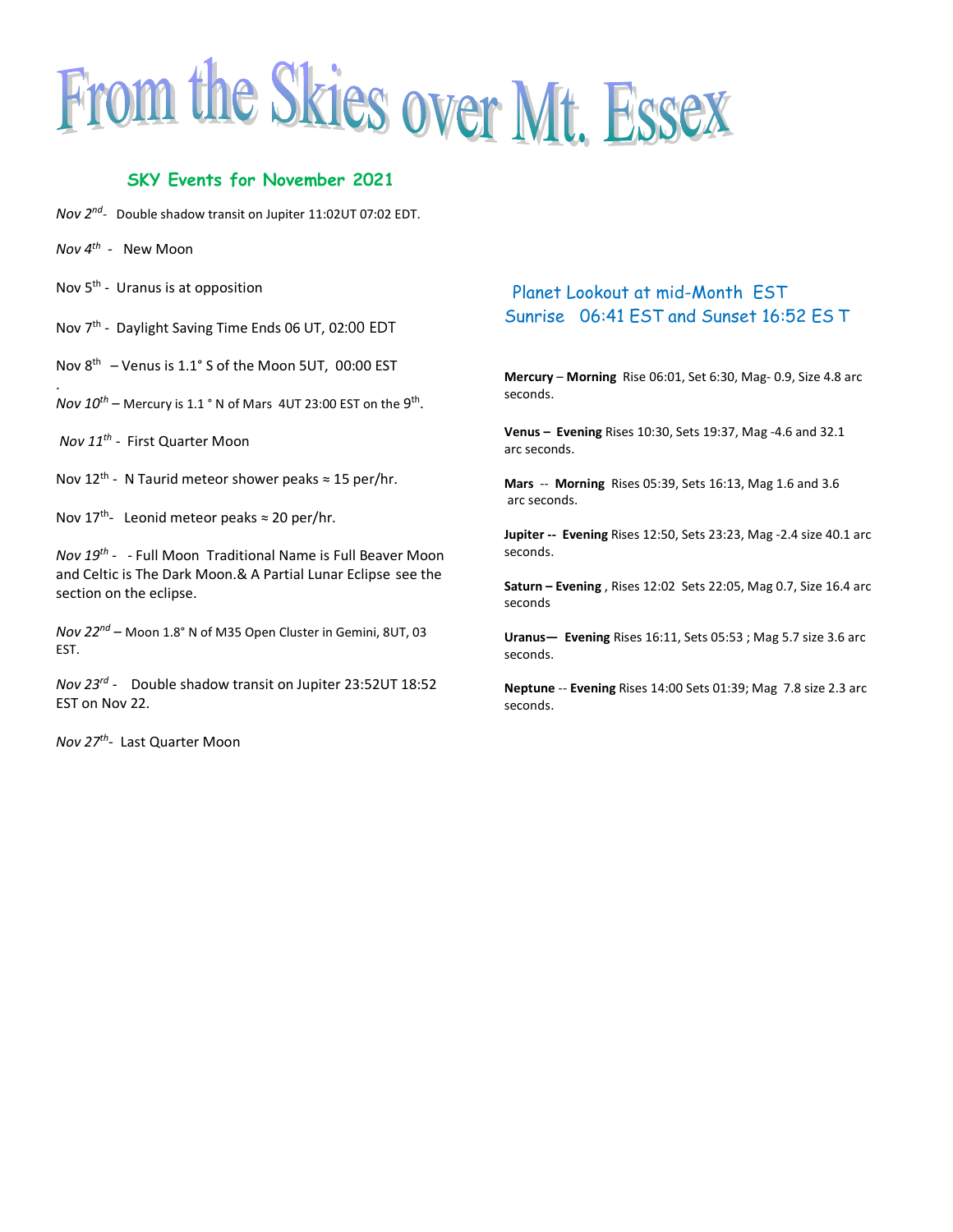# From the Skies over Mt. Essex

## SKY Events for November 2021

*Nov 2nd*- Double shadow transit on Jupiter 11:02UT 07:02 EDT.

*Nov 4th* - New Moon

Nov 5th - Uranus is at opposition

Nov 7th - Daylight Saving Time Ends 06 UT, 02:00 EDT

Nov 8th – Venus is 1.1° S of the Moon 5UT, 00:00 EST

.

*Nov 10th* – Mercury is 1.1 ° N of Mars 4UT 23:00 EST on the 9th.

*Nov 11th* - First Quarter Moon

Nov 12th - N Taurid meteor shower peaks ≈ 15 per/hr.

Nov 17th- Leonid meteor peaks ≈ 20 per/hr.

*Nov 19th* - - Full Moon Traditional Name is Full Beaver Moon and Celtic is The Dark Moon.& A Partial Lunar Eclipse see the section on the eclipse.

*Nov 22nd* – Moon 1.8° N of M35 Open Cluster in Gemini, 8UT, 03 EST.

*Nov 23rd* - Double shadow transit on Jupiter 23:52UT 18:52 EST on Nov 22.

*Nov 27th*- Last Quarter Moon

## Planet Lookout at mid-Month EST

Sunrise 06:41 EST and Sunset 16:52 ES T

**Mercury** – **Morning** Rise 06:01, Set 6:30, Mag- 0.9, Size 4.8 arc seconds.

**Venus – Evening** Rises 10:30, Sets 19:37, Mag -4.6 and 32.1 arc seconds.

**Mars** -- **Morning** Rises 05:39, Sets 16:13, Mag 1.6 and 3.6 arc seconds.

**Jupiter -- Evening** Rises 12:50, Sets 23:23, Mag -2.4 size 40.1 arc seconds.

**Saturn – Evening** , Rises 12:02 Sets 22:05, Mag 0.7, Size 16.4 arc seconds

**Uranus— Evening** Rises 16:11, Sets 05:53 ; Mag 5.7 size 3.6 arc seconds.

**Neptune** -- **Evening** Rises 14:00 Sets 01:39; Mag 7.8 size 2.3 arc seconds.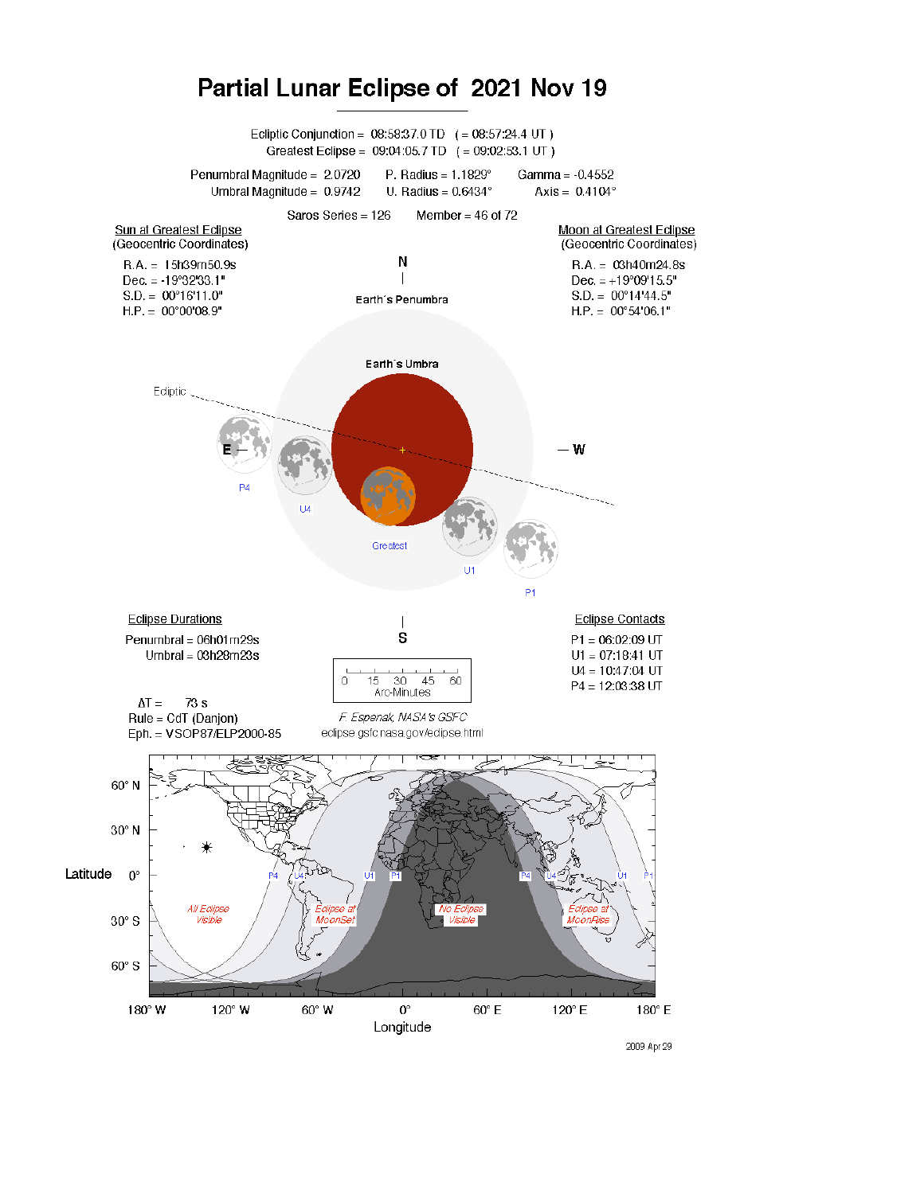# Partial Lunar Eclipse of 2021 Nov 19

Ecliptic Conjunction = 08:58:37.0 TD (= 08:57:24.4 UT)
Greatest Eclipse = 09:04:05.7 TD (= 09:02:53.1 UT)

Penumbral Magnitude = 2.0720 P. Radius = 1.1829° Gamma = -0.4552
Umbral Magnitude = 0.9742 U. Radius = 0.6434° Axis = 0.4104°

Saros Series = 126 Member = 46 of 72

**Sun at Greatest Eclipse** (Geocentric Coordinates)

R.A. = 15h39m50.9s
Dec. = -19°32'33.1"
S.D. = 00°16'11.0"
H.P. = 00°00'08.9"

**Moon at Greatest Eclipse** (Geocentric Coordinates)

R.A. = 03h40m24.8s
Dec. = +19°09'15.5"
S.D. = 00°14'44.5"
H.P. = 00°54'06.1"

**Eclipse Durations**

Penumbral = 06h01m29s
Umbral = 03h28m23s

**Eclipse Contacts**

P1 = 06:02:09 UT
U1 = 07:18:41 UT
U4 = 10:47:04 UT
P4 = 12:03:38 UT

ΔT = 73 s
Rule = CdT (Danjon)
Eph. = VSOP87/ELP2000-85

F. Espenak, NASA's GSFC
eclipse.gsfc.nasa.gov/eclipse.html

2009 Apr 29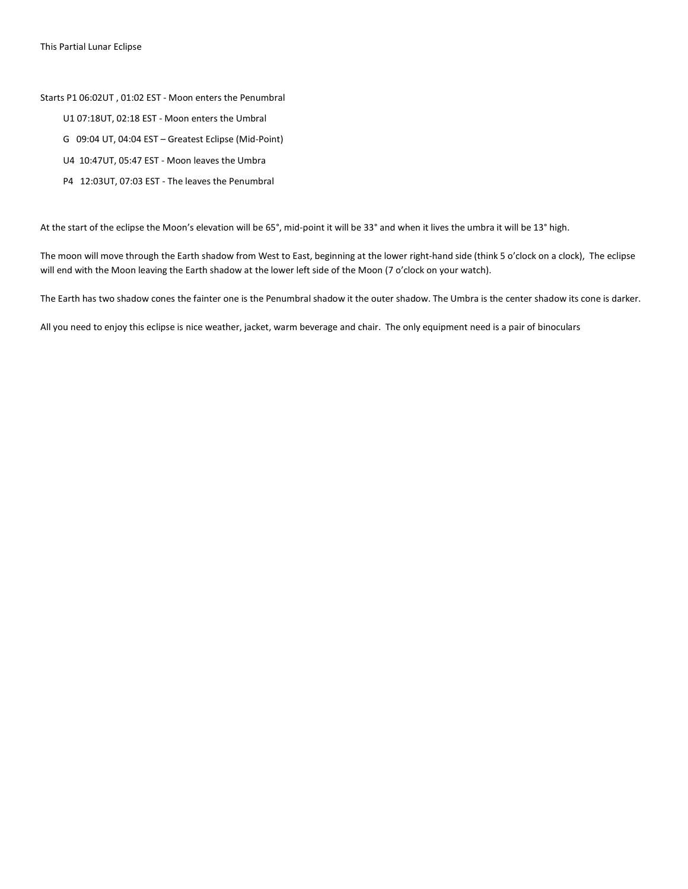This Partial Lunar Eclipse

Starts P1 06:02UT , 01:02 EST - Moon enters the Penumbral

U1 07:18UT, 02:18 EST - Moon enters the Umbral

G 09:04 UT, 04:04 EST – Greatest Eclipse (Mid-Point)

U4 10:47UT, 05:47 EST - Moon leaves the Umbra

P4 12:03UT, 07:03 EST - The leaves the Penumbral

At the start of the eclipse the Moon's elevation will be 65°, mid-point it will be 33° and when it lives the umbra it will be 13° high.

The moon will move through the Earth shadow from West to East, beginning at the lower right-hand side (think 5 o'clock on a clock), The eclipse will end with the Moon leaving the Earth shadow at the lower left side of the Moon (7 o'clock on your watch).

The Earth has two shadow cones the fainter one is the Penumbral shadow it the outer shadow. The Umbra is the center shadow its cone is darker.

All you need to enjoy this eclipse is nice weather, jacket, warm beverage and chair. The only equipment need is a pair of binoculars